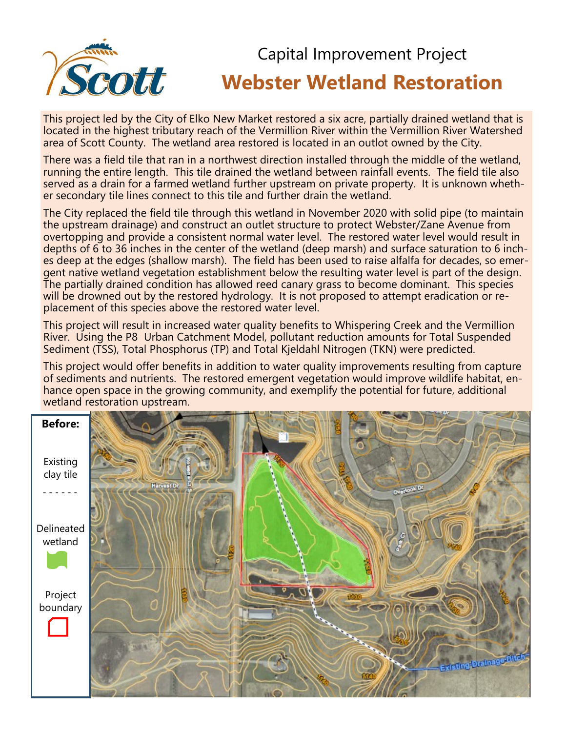# Capital Improvement Project

# Webster Wetland Restoration

This project led by the City of Elko New Market restored a six acre, partially drained wetland that is located in the highest tributary reach of the Vermillion River within the Vermillion River Watershed area of Scott County. The wetland area restored is located in an outlot owned by the City.

There was a field tile that ran in a northwest direction installed through the middle of the wetland, running the entire length. This tile drained the wetland between rainfall events. The field tile also served as a drain for a farmed wetland further upstream on private property. It is unknown whether secondary tile lines connect to this tile and further drain the wetland.

The City replaced the field tile through this wetland in November 2020 with solid pipe (to maintain the upstream drainage) and construct an outlet structure to protect Webster/Zane Avenue from overtopping and provide a consistent normal water level. The restored water level would result in depths of 6 to 36 inches in the center of the wetland (deep marsh) and surface saturation to 6 inches deep at the edges (shallow marsh). The field has been used to raise alfalfa for decades, so emergent native wetland vegetation establishment below the resulting water level is part of the design. The partially drained condition has allowed reed canary grass to become dominant. This species will be drowned out by the restored hydrology. It is not proposed to attempt eradication or replacement of this species above the restored water level.

This project will result in increased water quality benefits to Whispering Creek and the Vermillion River. Using the P8 Urban Catchment Model, pollutant reduction amounts for Total Suspended Sediment (TSS), Total Phosphorus (TP) and Total Kjeldahl Nitrogen (TKN) were predicted.

This project would offer benefits in addition to water quality improvements resulting from capture of sediments and nutrients. The restored emergent vegetation would improve wildlife habitat, enhance open space in the growing community, and exemplify the potential for future, additional wetland restoration upstream.

**Before:**

Existing clay tile - - - - - -

Delineated wetland

Project boundary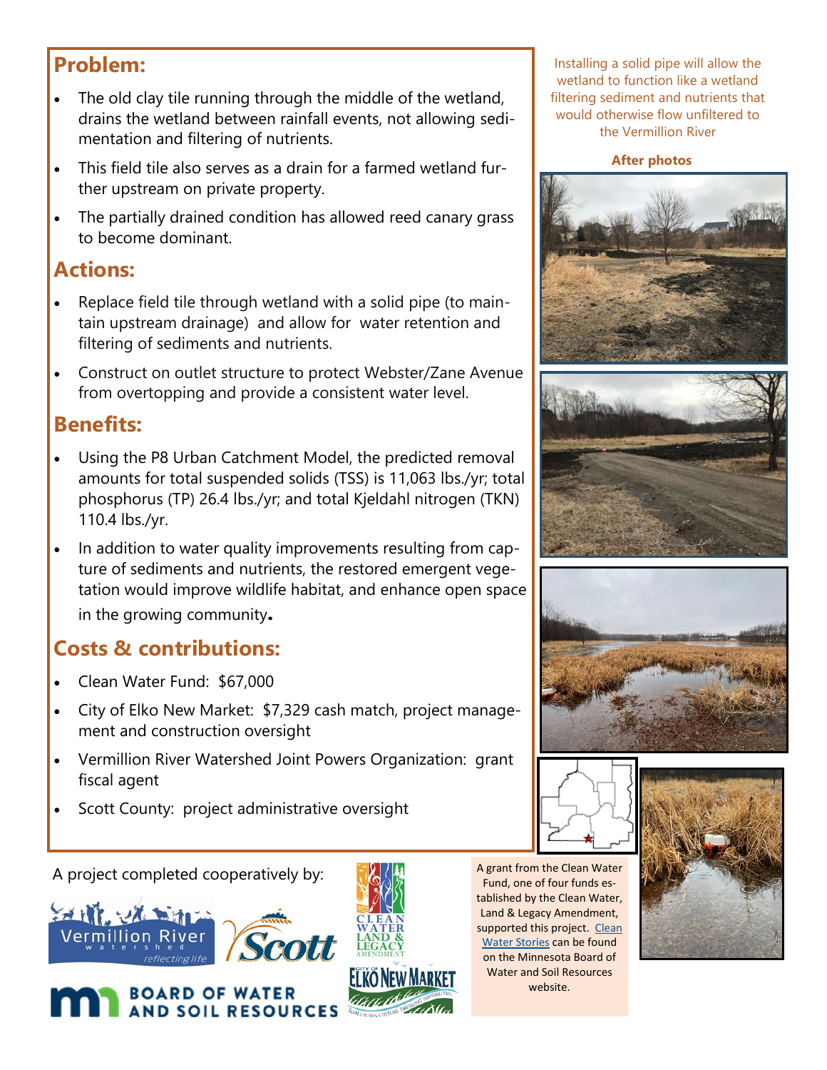## Problem:

- The old clay tile running through the middle of the wetland, drains the wetland between rainfall events, not allowing sedimentation and filtering of nutrients.
- This field tile also serves as a drain for a farmed wetland further upstream on private property.
- The partially drained condition has allowed reed canary grass to become dominant.

## Actions:

- Replace field tile through wetland with a solid pipe (to maintain upstream drainage) and allow for water retention and filtering of sediments and nutrients.
- Construct on outlet structure to protect Webster/Zane Avenue from overtopping and provide a consistent water level.

## Benefits:

- Using the P8 Urban Catchment Model, the predicted removal amounts for total suspended solids (TSS) is 11,063 lbs./yr; total phosphorus (TP) 26.4 lbs./yr; and total Kjeldahl nitrogen (TKN) 110.4 lbs./yr.
- In addition to water quality improvements resulting from capture of sediments and nutrients, the restored emergent vegetation would improve wildlife habitat, and enhance open space in the growing community.

## Costs & contributions:

- Clean Water Fund: $67,000
- City of Elko New Market: $7,329 cash match, project management and construction oversight
- Vermillion River Watershed Joint Powers Organization: grant fiscal agent
- Scott County: project administrative oversight

Installing a solid pipe will allow the wetland to function like a wetland filtering sediment and nutrients that would otherwise flow unfiltered to the Vermillion River

**After photos**

A project completed cooperatively by:

Vermillion River Watershed reflecting life

Scott

Clean Water Land & Legacy Amendment

City of Elko New Market

Board of Water and Soil Resources

A grant from the Clean Water Fund, one of four funds established by the Clean Water, Land & Legacy Amendment, supported this project. Clean Water Stories can be found on the Minnesota Board of Water and Soil Resources website.